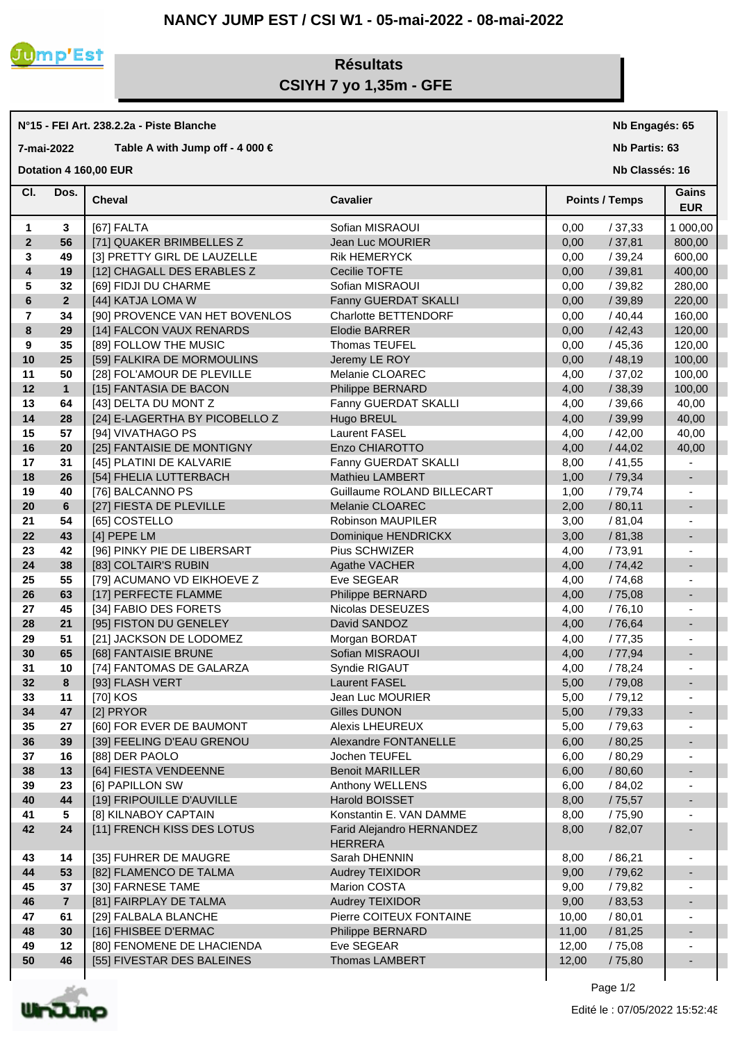# NANCY JUMP EST / CSI W1 - 05-mai-2022 - 08-mai-2022

## Résultats
## CSIYH 7 yo 1,35m - GFE

**N°15 - FEI Art. 238.2.2a - Piste Blanche** — **Nb Engagés: 65**

**7-mai-2022** — **Table A with Jump off - 4 000 €** — **Nb Partis: 63**

**Dotation 4 160,00 EUR** — **Nb Classés: 16**

| Cl. | Dos. | Cheval | Cavalier | Points / Temps | | Gains EUR |
|---|---|---|---|---|---|---|
| 1 | 3 | [67] FALTA | Sofian MISRAOUI | 0,00 | / 37,33 | 1 000,00 |
| 2 | 56 | [71] QUAKER BRIMBELLES Z | Jean Luc MOURIER | 0,00 | / 37,81 | 800,00 |
| 3 | 49 | [3] PRETTY GIRL DE LAUZELLE | Rik HEMERYCK | 0,00 | / 39,24 | 600,00 |
| 4 | 19 | [12] CHAGALL DES ERABLES Z | Cecilie TOFTE | 0,00 | / 39,81 | 400,00 |
| 5 | 32 | [69] FIDJI DU CHARME | Sofian MISRAOUI | 0,00 | / 39,82 | 280,00 |
| 6 | 2 | [44] KATJA LOMA W | Fanny GUERDAT SKALLI | 0,00 | / 39,89 | 220,00 |
| 7 | 34 | [90] PROVENCE VAN HET BOVENLOS | Charlotte BETTENDORF | 0,00 | / 40,44 | 160,00 |
| 8 | 29 | [14] FALCON VAUX RENARDS | Elodie BARRER | 0,00 | / 42,43 | 120,00 |
| 9 | 35 | [89] FOLLOW THE MUSIC | Thomas TEUFEL | 0,00 | / 45,36 | 120,00 |
| 10 | 25 | [59] FALKIRA DE MORMOULINS | Jeremy LE ROY | 0,00 | / 48,19 | 100,00 |
| 11 | 50 | [28] FOL'AMOUR DE PLEVILLE | Melanie CLOAREC | 4,00 | / 37,02 | 100,00 |
| 12 | 1 | [15] FANTASIA DE BACON | Philippe BERNARD | 4,00 | / 38,39 | 100,00 |
| 13 | 64 | [43] DELTA DU MONT Z | Fanny GUERDAT SKALLI | 4,00 | / 39,66 | 40,00 |
| 14 | 28 | [24] E-LAGERTHA BY PICOBELLO Z | Hugo BREUL | 4,00 | / 39,99 | 40,00 |
| 15 | 57 | [94] VIVATHAGO PS | Laurent FASEL | 4,00 | / 42,00 | 40,00 |
| 16 | 20 | [25] FANTAISIE DE MONTIGNY | Enzo CHIAROTTO | 4,00 | / 44,02 | 40,00 |
| 17 | 31 | [45] PLATINI DE KALVARIE | Fanny GUERDAT SKALLI | 8,00 | / 41,55 | - |
| 18 | 26 | [54] FHELIA LUTTERBACH | Mathieu LAMBERT | 1,00 | / 79,34 | - |
| 19 | 40 | [76] BALCANNO PS | Guillaume ROLAND BILLECART | 1,00 | / 79,74 | - |
| 20 | 6 | [27] FIESTA DE PLEVILLE | Melanie CLOAREC | 2,00 | / 80,11 | - |
| 21 | 54 | [65] COSTELLO | Robinson MAUPILER | 3,00 | / 81,04 | - |
| 22 | 43 | [4] PEPE LM | Dominique HENDRICKX | 3,00 | / 81,38 | - |
| 23 | 42 | [96] PINKY PIE DE LIBERSART | Pius SCHWIZER | 4,00 | / 73,91 | - |
| 24 | 38 | [83] COLTAIR'S RUBIN | Agathe VACHER | 4,00 | / 74,42 | - |
| 25 | 55 | [79] ACUMANO VD EIKHOEVE Z | Eve SEGEAR | 4,00 | / 74,68 | - |
| 26 | 63 | [17] PERFECTE FLAMME | Philippe BERNARD | 4,00 | / 75,08 | - |
| 27 | 45 | [34] FABIO DES FORETS | Nicolas DESEUZES | 4,00 | / 76,10 | - |
| 28 | 21 | [95] FISTON DU GENELEY | David SANDOZ | 4,00 | / 76,64 | - |
| 29 | 51 | [21] JACKSON DE LODOMEZ | Morgan BORDAT | 4,00 | / 77,35 | - |
| 30 | 65 | [68] FANTAISIE BRUNE | Sofian MISRAOUI | 4,00 | / 77,94 | - |
| 31 | 10 | [74] FANTOMAS DE GALARZA | Syndie RIGAUT | 4,00 | / 78,24 | - |
| 32 | 8 | [93] FLASH VERT | Laurent FASEL | 5,00 | / 79,08 | - |
| 33 | 11 | [70] KOS | Jean Luc MOURIER | 5,00 | / 79,12 | - |
| 34 | 47 | [2] PRYOR | Gilles DUNON | 5,00 | / 79,33 | - |
| 35 | 27 | [60] FOR EVER DE BAUMONT | Alexis LHEUREUX | 5,00 | / 79,63 | - |
| 36 | 39 | [39] FEELING D'EAU GRENOU | Alexandre FONTANELLE | 6,00 | / 80,25 | - |
| 37 | 16 | [88] DER PAOLO | Jochen TEUFEL | 6,00 | / 80,29 | - |
| 38 | 13 | [64] FIESTA VENDEENNE | Benoit MARILLER | 6,00 | / 80,60 | - |
| 39 | 23 | [6] PAPILLON SW | Anthony WELLENS | 6,00 | / 84,02 | - |
| 40 | 44 | [19] FRIPOUILLE D'AUVILLE | Harold BOISSET | 8,00 | / 75,57 | - |
| 41 | 5 | [8] KILNABOY CAPTAIN | Konstantin E. VAN DAMME | 8,00 | / 75,90 | - |
| 42 | 24 | [11] FRENCH KISS DES LOTUS | Farid Alejandro HERNANDEZ HERRERA | 8,00 | / 82,07 | - |
| 43 | 14 | [35] FUHRER DE MAUGRE | Sarah DHENNIN | 8,00 | / 86,21 | - |
| 44 | 53 | [82] FLAMENCO DE TALMA | Audrey TEIXIDOR | 9,00 | / 79,62 | - |
| 45 | 37 | [30] FARNESE TAME | Marion COSTA | 9,00 | / 79,82 | - |
| 46 | 7 | [81] FAIRPLAY DE TALMA | Audrey TEIXIDOR | 9,00 | / 83,53 | - |
| 47 | 61 | [29] FALBALA BLANCHE | Pierre COITEUX FONTAINE | 10,00 | / 80,01 | - |
| 48 | 30 | [16] FHISBEE D'ERMAC | Philippe BERNARD | 11,00 | / 81,25 | - |
| 49 | 12 | [80] FENOMENE DE LHACIENDA | Eve SEGEAR | 12,00 | / 75,08 | - |
| 50 | 46 | [55] FIVESTAR DES BALEINES | Thomas LAMBERT | 12,00 | / 75,80 | - |

Edité le : 07/05/2022 15:52:48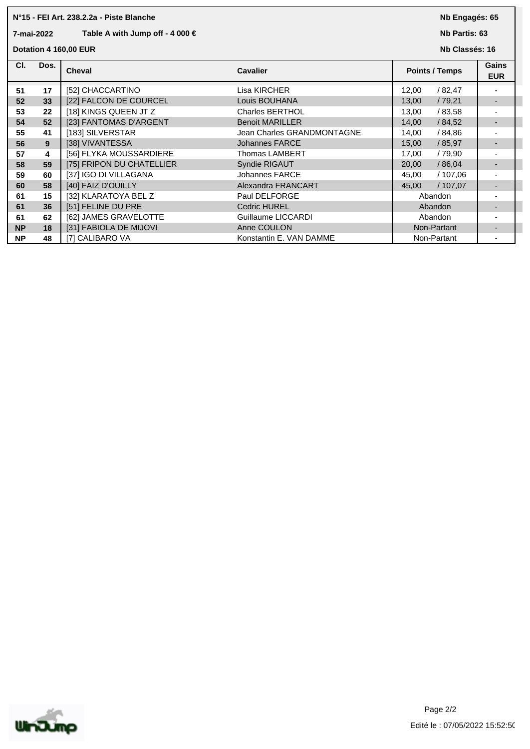**N°15 - FEI Art. 238.2.2a - Piste Blanche**

**7-mai-2022** **Table A with Jump off - 4 000 €**

**Dotation 4 160,00 EUR**

**Nb Engagés: 65**

**Nb Partis: 63**

**Nb Classés: 16**

| Cl. | Dos. | Cheval | Cavalier | Points / Temps | | Gains EUR |
|---|---|---|---|---|---|---|
| 51 | 17 | [52] CHACCARTINO | Lisa KIRCHER | 12,00 | / 82,47 | - |
| 52 | 33 | [22] FALCON DE COURCEL | Louis BOUHANA | 13,00 | / 79,21 | - |
| 53 | 22 | [18] KINGS QUEEN JT Z | Charles BERTHOL | 13,00 | / 83,58 | - |
| 54 | 52 | [23] FANTOMAS D'ARGENT | Benoit MARILLER | 14,00 | / 84,52 | - |
| 55 | 41 | [183] SILVERSTAR | Jean Charles GRANDMONTAGNE | 14,00 | / 84,86 | - |
| 56 | 9 | [38] VIVANTESSA | Johannes FARCE | 15,00 | / 85,97 | - |
| 57 | 4 | [56] FLYKA MOUSSARDIERE | Thomas LAMBERT | 17,00 | / 79,90 | - |
| 58 | 59 | [75] FRIPON DU CHATELLIER | Syndie RIGAUT | 20,00 | / 86,04 | - |
| 59 | 60 | [37] IGO DI VILLAGANA | Johannes FARCE | 45,00 | / 107,06 | - |
| 60 | 58 | [40] FAIZ D'OUILLY | Alexandra FRANCART | 45,00 | / 107,07 | - |
| 61 | 15 | [32] KLARATOYA BEL Z | Paul DELFORGE | Abandon | | - |
| 61 | 36 | [51] FELINE DU PRE | Cedric HUREL | Abandon | | - |
| 61 | 62 | [62] JAMES GRAVELOTTE | Guillaume LICCARDI | Abandon | | - |
| NP | 18 | [31] FABIOLA DE MIJOVI | Anne COULON | Non-Partant | | - |
| NP | 48 | [7] CALIBARO VA | Konstantin E. VAN DAMME | Non-Partant | | - |

Edité le : 07/05/2022 15:52:50